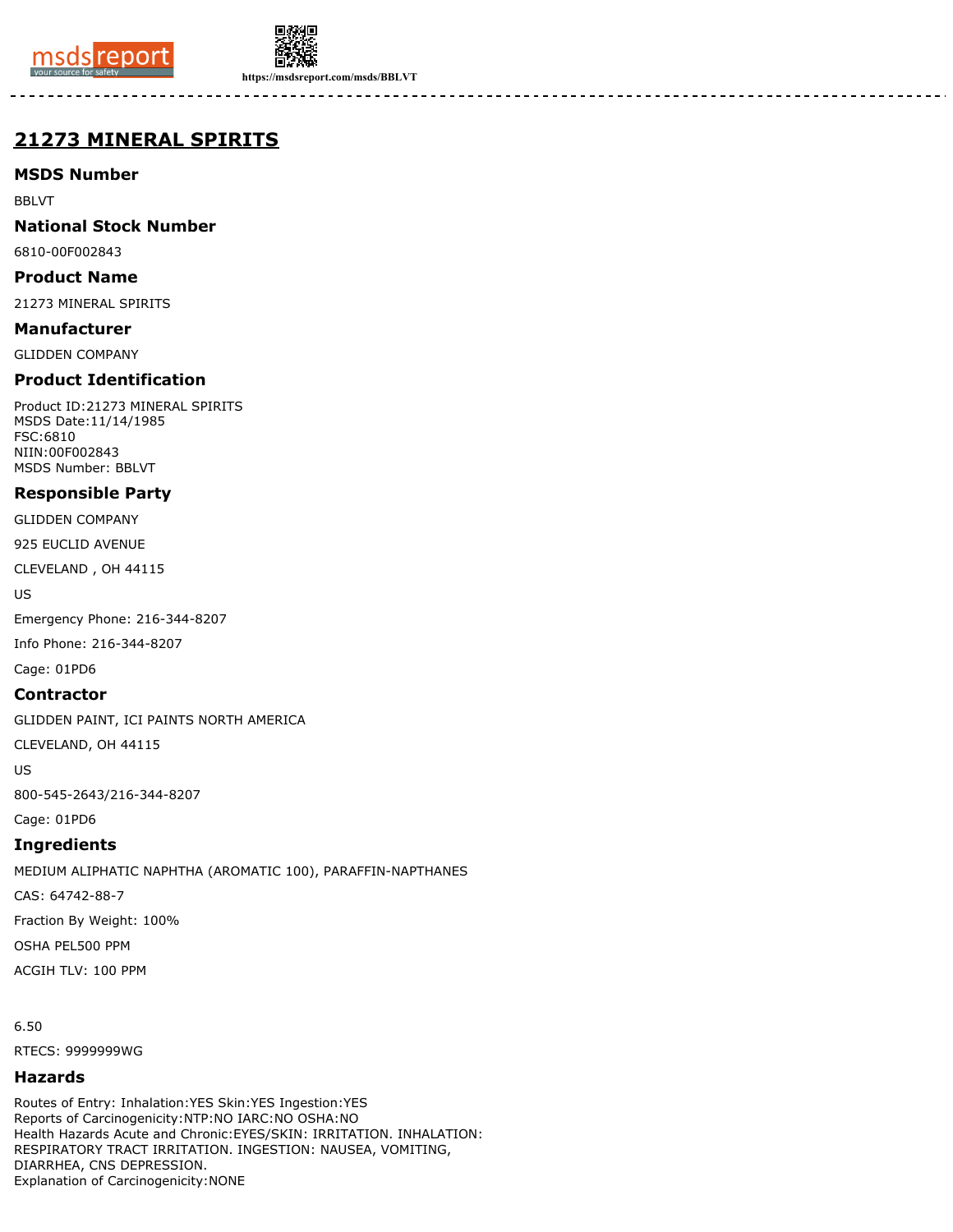# 21273 MINERAL SPIRITS

## MSDS Number

BBLVT

## National Stock Number

6810-00F002843

## Product Name

21273 MINERAL SPIRITS

## Manufacturer

GLIDDEN COMPANY

## Product Identification

Product ID:21273 MINERAL SPIRITS
MSDS Date:11/14/1985
FSC:6810
NIIN:00F002843
MSDS Number: BBLVT

## Responsible Party

GLIDDEN COMPANY

925 EUCLID AVENUE

CLEVELAND , OH 44115

US

Emergency Phone: 216-344-8207

Info Phone: 216-344-8207

Cage: 01PD6

## Contractor

GLIDDEN PAINT, ICI PAINTS NORTH AMERICA

CLEVELAND, OH 44115

US

800-545-2643/216-344-8207

Cage: 01PD6

## Ingredients

MEDIUM ALIPHATIC NAPHTHA (AROMATIC 100), PARAFFIN-NAPTHANES

CAS: 64742-88-7

Fraction By Weight: 100%

OSHA PEL500 PPM

ACGIH TLV: 100 PPM

6.50

RTECS: 9999999WG

## Hazards

Routes of Entry: Inhalation:YES Skin:YES Ingestion:YES
Reports of Carcinogenicity:NTP:NO IARC:NO OSHA:NO
Health Hazards Acute and Chronic:EYES/SKIN: IRRITATION. INHALATION: RESPIRATORY TRACT IRRITATION. INGESTION: NAUSEA, VOMITING, DIARRHEA, CNS DEPRESSION.
Explanation of Carcinogenicity:NONE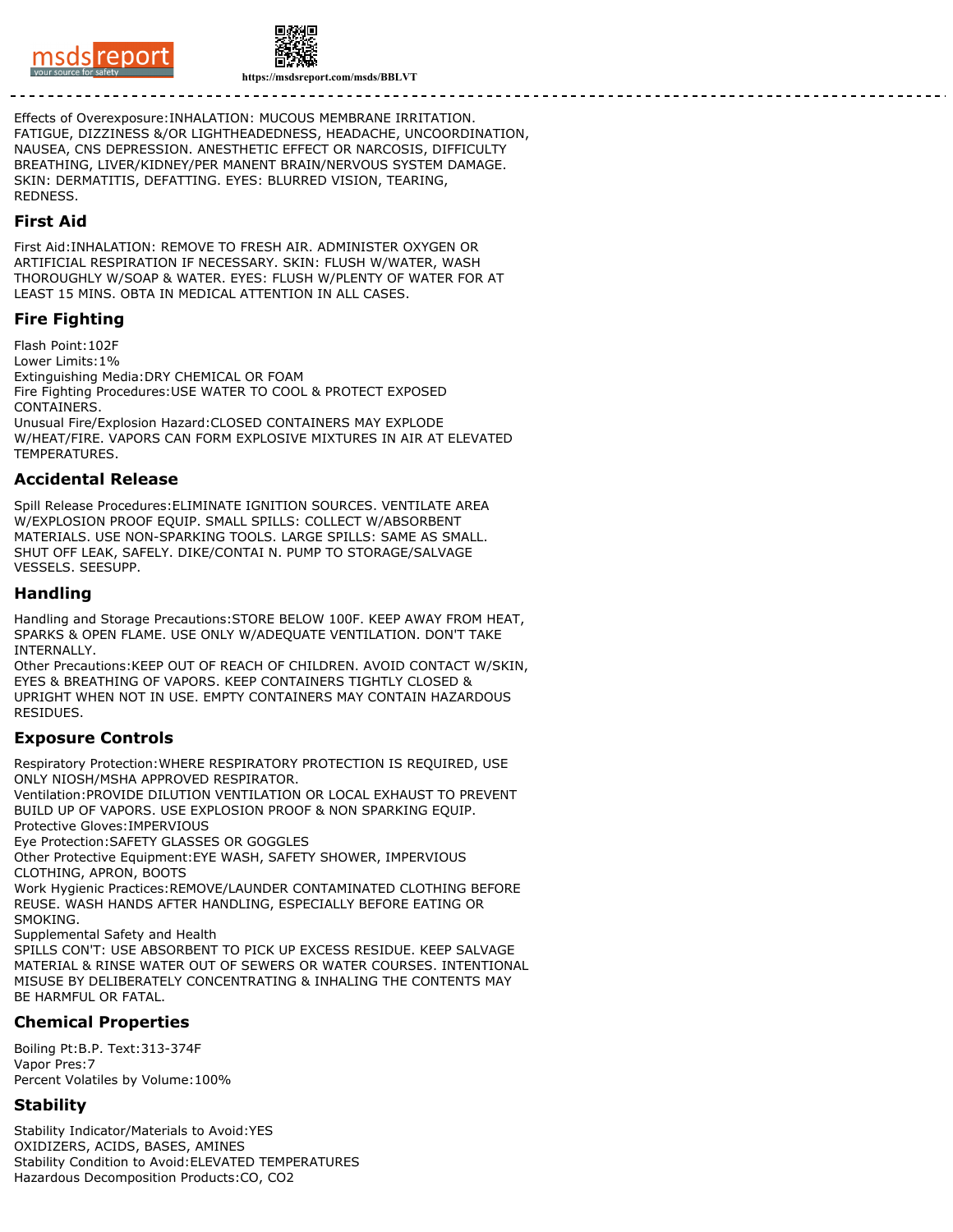Effects of Overexposure:INHALATION: MUCOUS MEMBRANE IRRITATION. FATIGUE, DIZZINESS &/OR LIGHTHEADEDNESS, HEADACHE, UNCOORDINATION, NAUSEA, CNS DEPRESSION. ANESTHETIC EFFECT OR NARCOSIS, DIFFICULTY BREATHING, LIVER/KIDNEY/PER MANENT BRAIN/NERVOUS SYSTEM DAMAGE. SKIN: DERMATITIS, DEFATTING. EYES: BLURRED VISION, TEARING, REDNESS.

## First Aid

First Aid:INHALATION: REMOVE TO FRESH AIR. ADMINISTER OXYGEN OR ARTIFICIAL RESPIRATION IF NECESSARY. SKIN: FLUSH W/WATER, WASH THOROUGHLY W/SOAP & WATER. EYES: FLUSH W/PLENTY OF WATER FOR AT LEAST 15 MINS. OBTA IN MEDICAL ATTENTION IN ALL CASES.

## Fire Fighting

Flash Point:102F
Lower Limits:1%
Extinguishing Media:DRY CHEMICAL OR FOAM
Fire Fighting Procedures:USE WATER TO COOL & PROTECT EXPOSED CONTAINERS.
Unusual Fire/Explosion Hazard:CLOSED CONTAINERS MAY EXPLODE W/HEAT/FIRE. VAPORS CAN FORM EXPLOSIVE MIXTURES IN AIR AT ELEVATED TEMPERATURES.

## Accidental Release

Spill Release Procedures:ELIMINATE IGNITION SOURCES. VENTILATE AREA W/EXPLOSION PROOF EQUIP. SMALL SPILLS: COLLECT W/ABSORBENT MATERIALS. USE NON-SPARKING TOOLS. LARGE SPILLS: SAME AS SMALL. SHUT OFF LEAK, SAFELY. DIKE/CONTAI N. PUMP TO STORAGE/SALVAGE VESSELS. SEESUPP.

## Handling

Handling and Storage Precautions:STORE BELOW 100F. KEEP AWAY FROM HEAT, SPARKS & OPEN FLAME. USE ONLY W/ADEQUATE VENTILATION. DON'T TAKE INTERNALLY.
Other Precautions:KEEP OUT OF REACH OF CHILDREN. AVOID CONTACT W/SKIN, EYES & BREATHING OF VAPORS. KEEP CONTAINERS TIGHTLY CLOSED & UPRIGHT WHEN NOT IN USE. EMPTY CONTAINERS MAY CONTAIN HAZARDOUS RESIDUES.

## Exposure Controls

Respiratory Protection:WHERE RESPIRATORY PROTECTION IS REQUIRED, USE ONLY NIOSH/MSHA APPROVED RESPIRATOR.
Ventilation:PROVIDE DILUTION VENTILATION OR LOCAL EXHAUST TO PREVENT BUILD UP OF VAPORS. USE EXPLOSION PROOF & NON SPARKING EQUIP.
Protective Gloves:IMPERVIOUS
Eye Protection:SAFETY GLASSES OR GOGGLES
Other Protective Equipment:EYE WASH, SAFETY SHOWER, IMPERVIOUS CLOTHING, APRON, BOOTS
Work Hygienic Practices:REMOVE/LAUNDER CONTAMINATED CLOTHING BEFORE REUSE. WASH HANDS AFTER HANDLING, ESPECIALLY BEFORE EATING OR SMOKING.
Supplemental Safety and Health
SPILLS CON'T: USE ABSORBENT TO PICK UP EXCESS RESIDUE. KEEP SALVAGE MATERIAL & RINSE WATER OUT OF SEWERS OR WATER COURSES. INTENTIONAL MISUSE BY DELIBERATELY CONCENTRATING & INHALING THE CONTENTS MAY BE HARMFUL OR FATAL.

## Chemical Properties

Boiling Pt:B.P. Text:313-374F
Vapor Pres:7
Percent Volatiles by Volume:100%

## Stability

Stability Indicator/Materials to Avoid:YES
OXIDIZERS, ACIDS, BASES, AMINES
Stability Condition to Avoid:ELEVATED TEMPERATURES
Hazardous Decomposition Products:CO, $CO_2$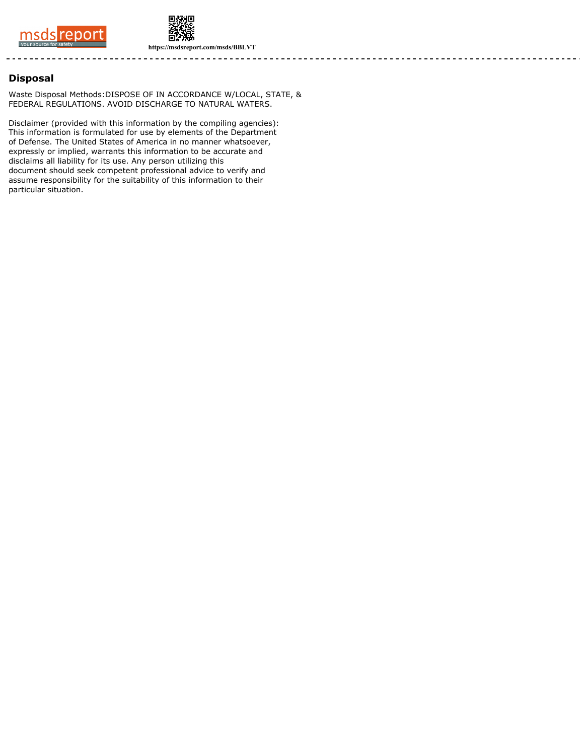## Disposal

Waste Disposal Methods:DISPOSE OF IN ACCORDANCE W/LOCAL, STATE, & FEDERAL REGULATIONS. AVOID DISCHARGE TO NATURAL WATERS.

Disclaimer (provided with this information by the compiling agencies): This information is formulated for use by elements of the Department of Defense. The United States of America in no manner whatsoever, expressly or implied, warrants this information to be accurate and disclaims all liability for its use. Any person utilizing this document should seek competent professional advice to verify and assume responsibility for the suitability of this information to their particular situation.